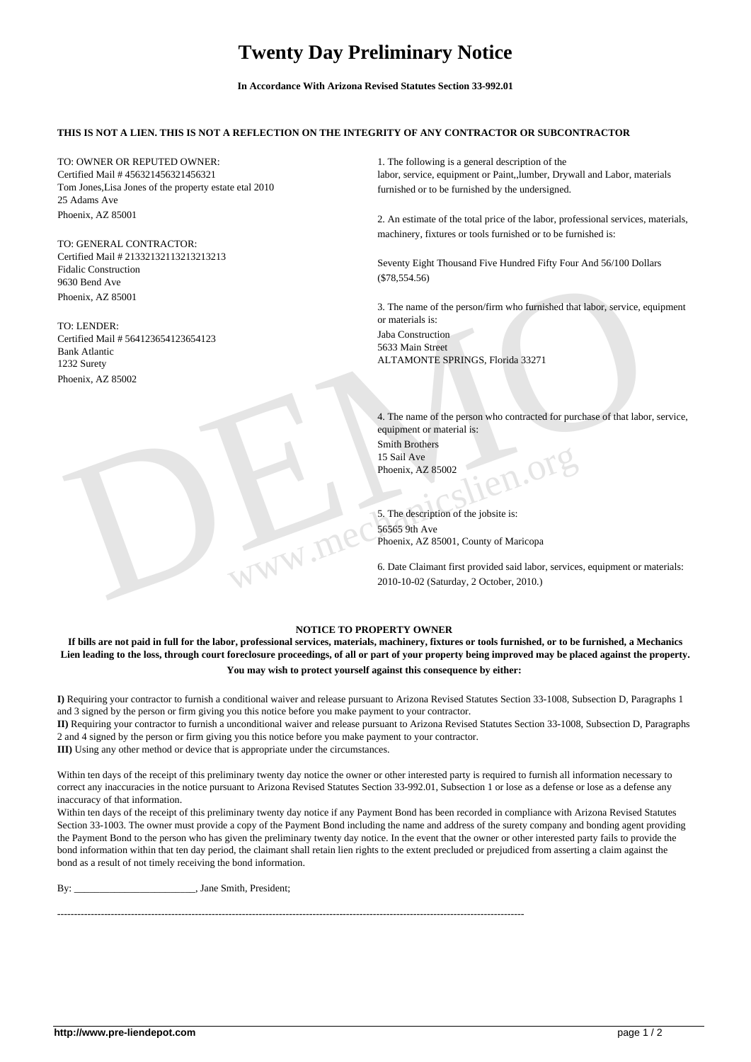# Twenty Day Preliminary Notice

**In Accordance With Arizona Revised Statutes Section 33-992.01**

**THIS IS NOT A LIEN. THIS IS NOT A REFLECTION ON THE INTEGRITY OF ANY CONTRACTOR OR SUBCONTRACTOR**

TO: OWNER OR REPUTED OWNER:
Certified Mail # 456321456321456321
Tom Jones,Lisa Jones of the property estate etal 2010
25 Adams Ave
Phoenix, AZ 85001

TO: GENERAL CONTRACTOR:
Certified Mail # 21332132113213213213
Fidalic Construction
9630 Bend Ave
Phoenix, AZ 85001

TO: LENDER:
Certified Mail # 564123654123654123
Bank Atlantic
1232 Surety
Phoenix, AZ 85002

1. The following is a general description of the labor, service, equipment or Paint,,lumber, Drywall and Labor, materials furnished or to be furnished by the undersigned.

2. An estimate of the total price of the labor, professional services, materials, machinery, fixtures or tools furnished or to be furnished is:

Seventy Eight Thousand Five Hundred Fifty Four And 56/100 Dollars ($78,554.56)

3. The name of the person/firm who furnished that labor, service, equipment or materials is:
Jaba Construction
5633 Main Street
ALTAMONTE SPRINGS, Florida 33271

4. The name of the person who contracted for purchase of that labor, service, equipment or material is:
Smith Brothers
15 Sail Ave
Phoenix, AZ 85002

5. The description of the jobsite is:
56565 9th Ave
Phoenix, AZ 85001, County of Maricopa

6. Date Claimant first provided said labor, services, equipment or materials:
2010-10-02 (Saturday, 2 October, 2010.)

**NOTICE TO PROPERTY OWNER**

**If bills are not paid in full for the labor, professional services, materials, machinery, fixtures or tools furnished, or to be furnished, a Mechanics Lien leading to the loss, through court foreclosure proceedings, of all or part of your property being improved may be placed against the property.**

**You may wish to protect yourself against this consequence by either:**

**I)** Requiring your contractor to furnish a conditional waiver and release pursuant to Arizona Revised Statutes Section 33-1008, Subsection D, Paragraphs 1 and 3 signed by the person or firm giving you this notice before you make payment to your contractor.
**II)** Requiring your contractor to furnish a unconditional waiver and release pursuant to Arizona Revised Statutes Section 33-1008, Subsection D, Paragraphs 2 and 4 signed by the person or firm giving you this notice before you make payment to your contractor.
**III)** Using any other method or device that is appropriate under the circumstances.

Within ten days of the receipt of this preliminary twenty day notice the owner or other interested party is required to furnish all information necessary to correct any inaccuracies in the notice pursuant to Arizona Revised Statutes Section 33-992.01, Subsection 1 or lose as a defense or lose as a defense any inaccuracy of that information.

Within ten days of the receipt of this preliminary twenty day notice if any Payment Bond has been recorded in compliance with Arizona Revised Statutes Section 33-1003. The owner must provide a copy of the Payment Bond including the name and address of the surety company and bonding agent providing the Payment Bond to the person who has given the preliminary twenty day notice. In the event that the owner or other interested party fails to provide the bond information within that ten day period, the claimant shall retain lien rights to the extent precluded or prejudiced from asserting a claim against the bond as a result of not timely receiving the bond information.

By: ________________________, Jane Smith, President;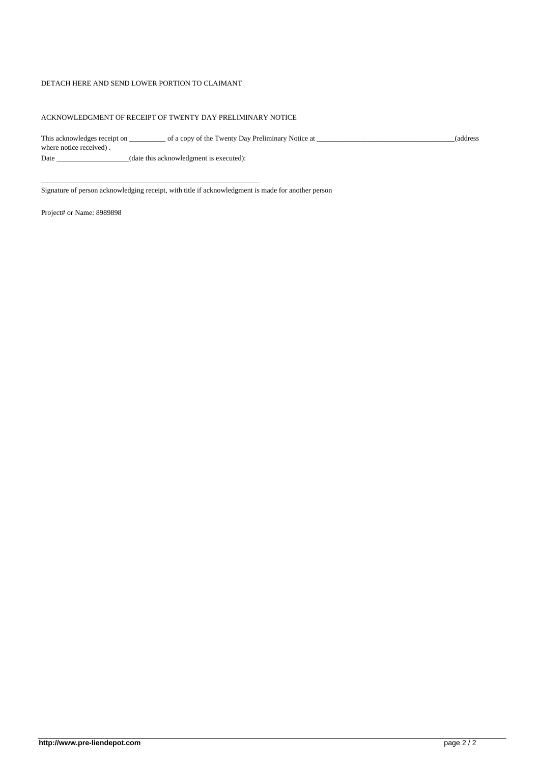DETACH HERE AND SEND LOWER PORTION TO CLAIMANT

ACKNOWLEDGMENT OF RECEIPT OF TWENTY DAY PRELIMINARY NOTICE

This acknowledges receipt on __________ of a copy of the Twenty Day Preliminary Notice at ______________________________________(address where notice received) .

Date ____________________(date this acknowledgment is executed):

_______________________________________________________________

Signature of person acknowledging receipt, with title if acknowledgment is made for another person

Project# or Name: 8989898